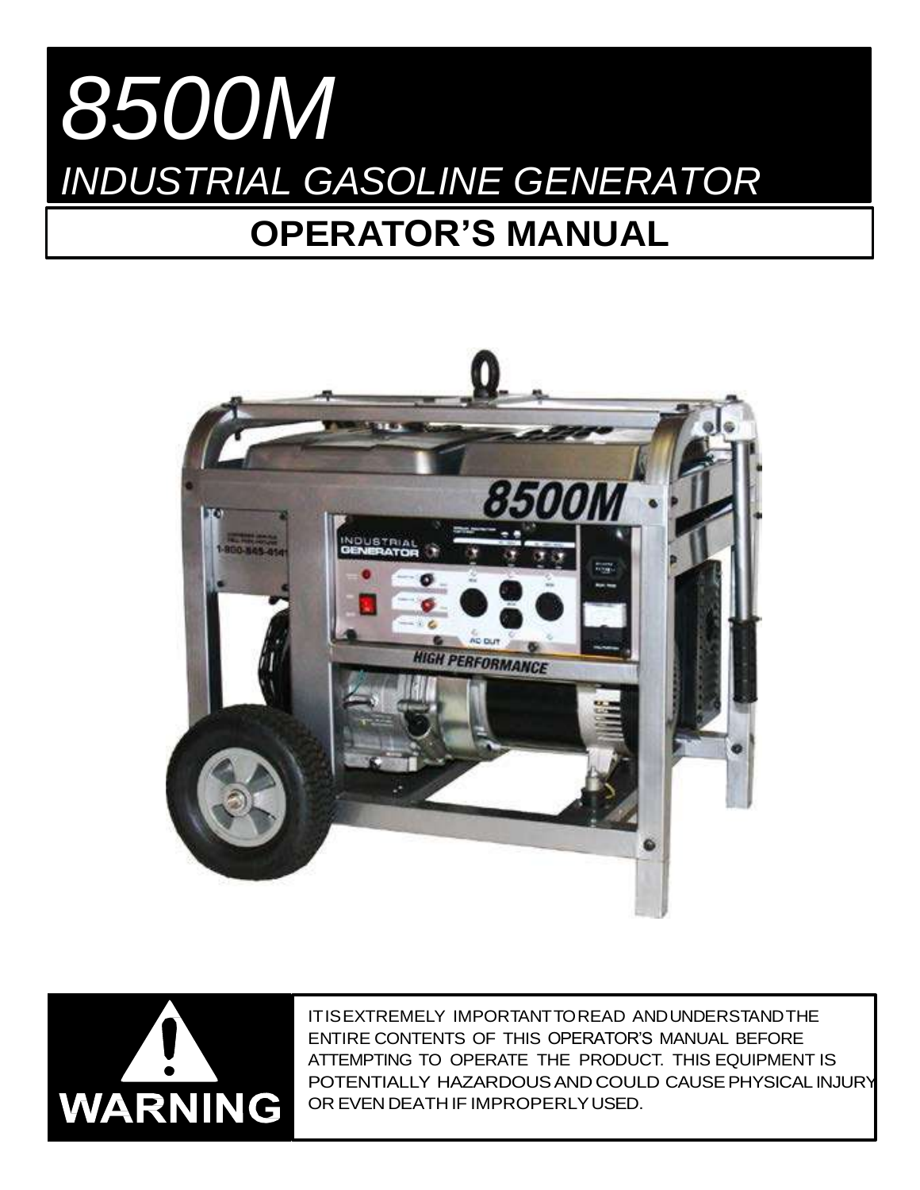# *8500M*

## *INDUSTRIAL GASOLINE GENERATOR*

## OPERATOR'S MANUAL

**WARNING**

IT IS EXTREMELY IMPORTANT TO READ AND UNDERSTAND THE ENTIRE CONTENTS OF THIS OPERATOR'S MANUAL BEFORE ATTEMPTING TO OPERATE THE PRODUCT. THIS EQUIPMENT IS POTENTIALLY HAZARDOUS AND COULD CAUSE PHYSICAL INJURY OR EVEN DEATH IF IMPROPERLY USED.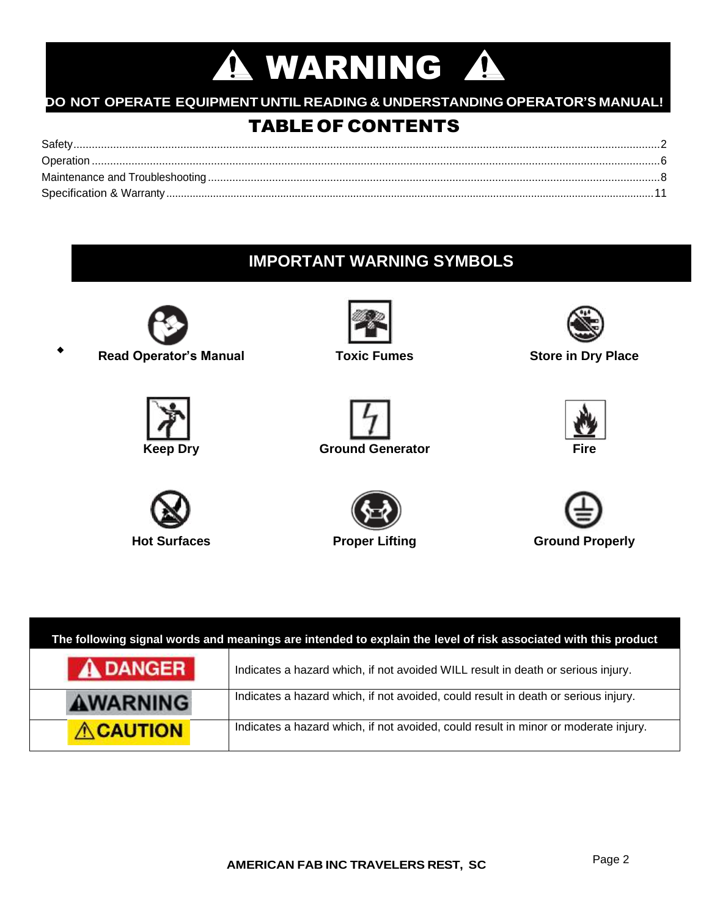# ⚠ WARNING ⚠

**DO NOT OPERATE EQUIPMENT UNTIL READING & UNDERSTANDING OPERATOR'S MANUAL!**

## TABLE OF CONTENTS

Safety............................................................2
Operation.........................................................6
Maintenance and Troubleshooting...................................8
Specification & Warranty..........................................11

## IMPORTANT WARNING SYMBOLS

**Read Operator's Manual**

**Toxic Fumes**

**Store in Dry Place**

**Keep Dry**

**Ground Generator**

**Fire**

**Hot Surfaces**

**Proper Lifting**

**Ground Properly**

| The following signal words and meanings are intended to explain the level of risk associated with this product | |
|---|---|
| ⚠ DANGER | Indicates a hazard which, if not avoided WILL result in death or serious injury. |
| ⚠WARNING | Indicates a hazard which, if not avoided, could result in death or serious injury. |
| ⚠CAUTION | Indicates a hazard which, if not avoided, could result in minor or moderate injury. |

**AMERICAN FAB INC TRAVELERS REST, SC**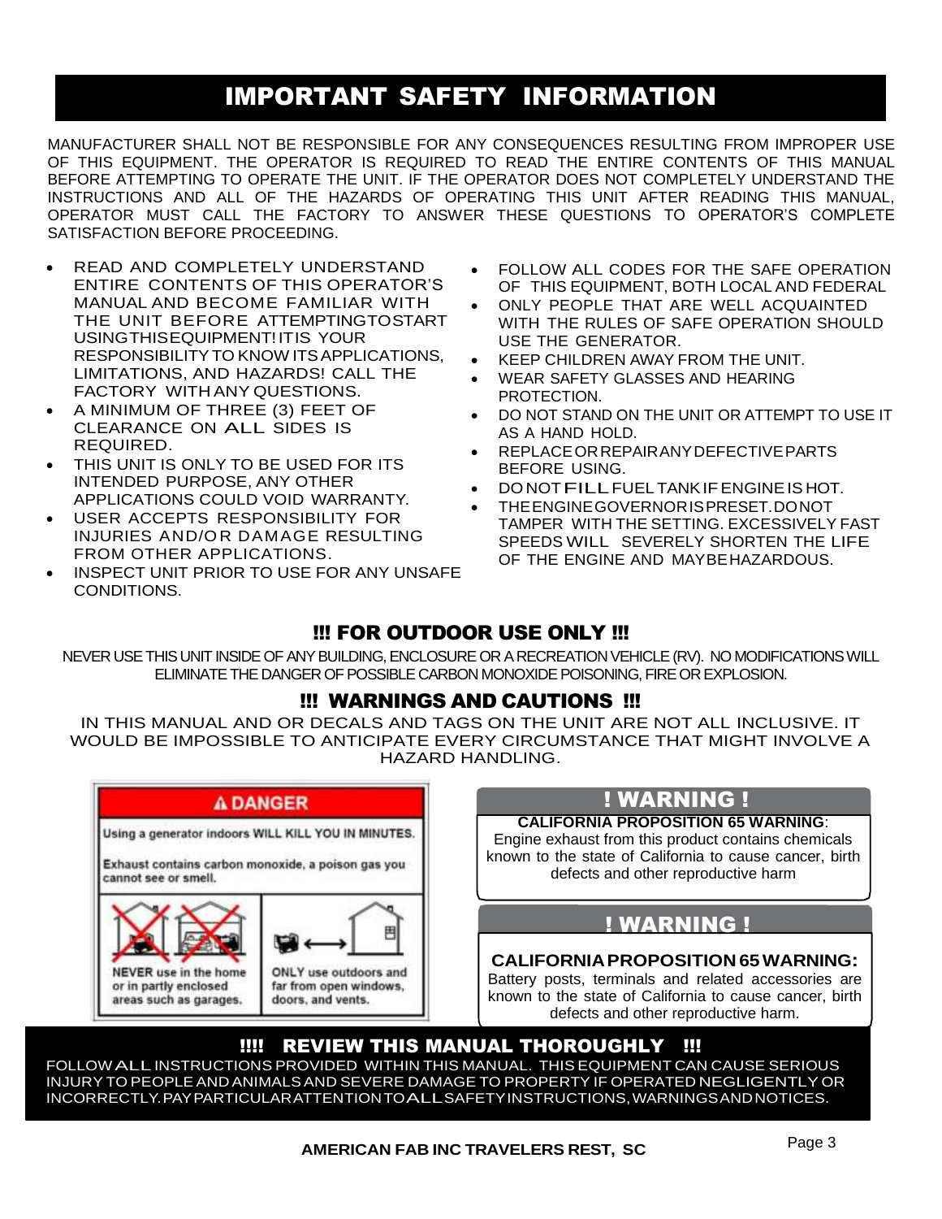# IMPORTANT SAFETY INFORMATION

MANUFACTURER SHALL NOT BE RESPONSIBLE FOR ANY CONSEQUENCES RESULTING FROM IMPROPER USE OF THIS EQUIPMENT. THE OPERATOR IS REQUIRED TO READ THE ENTIRE CONTENTS OF THIS MANUAL BEFORE ATTEMPTING TO OPERATE THE UNIT. IF THE OPERATOR DOES NOT COMPLETELY UNDERSTAND THE INSTRUCTIONS AND ALL OF THE HAZARDS OF OPERATING THIS UNIT AFTER READING THIS MANUAL, OPERATOR MUST CALL THE FACTORY TO ANSWER THESE QUESTIONS TO OPERATOR'S COMPLETE SATISFACTION BEFORE PROCEEDING.

- READ AND COMPLETELY UNDERSTAND ENTIRE CONTENTS OF THIS OPERATOR'S MANUAL AND BECOME FAMILIAR WITH THE UNIT BEFORE ATTEMPTING TO START USING THIS EQUIPMENT! IT IS YOUR RESPONSIBILITY TO KNOW ITS APPLICATIONS, LIMITATIONS, AND HAZARDS! CALL THE FACTORY WITH ANY QUESTIONS.
- A MINIMUM OF THREE (3) FEET OF CLEARANCE ON ALL SIDES IS REQUIRED.
- THIS UNIT IS ONLY TO BE USED FOR ITS INTENDED PURPOSE, ANY OTHER APPLICATIONS COULD VOID WARRANTY.
- USER ACCEPTS RESPONSIBILITY FOR INJURIES AND/OR DAMAGE RESULTING FROM OTHER APPLICATIONS.
- INSPECT UNIT PRIOR TO USE FOR ANY UNSAFE CONDITIONS.
- FOLLOW ALL CODES FOR THE SAFE OPERATION OF THIS EQUIPMENT, BOTH LOCAL AND FEDERAL
- ONLY PEOPLE THAT ARE WELL ACQUAINTED WITH THE RULES OF SAFE OPERATION SHOULD USE THE GENERATOR.
- KEEP CHILDREN AWAY FROM THE UNIT.
- WEAR SAFETY GLASSES AND HEARING PROTECTION.
- DO NOT STAND ON THE UNIT OR ATTEMPT TO USE IT AS A HAND HOLD.
- REPLACE OR REPAIR ANY DEFECTIVE PARTS BEFORE USING.
- DO NOT FILL FUEL TANK IF ENGINE IS HOT.
- THE ENGINE GOVERNOR IS PRESET. DO NOT TAMPER WITH THE SETTING. EXCESSIVELY FAST SPEEDS WILL SEVERELY SHORTEN THE LIFE OF THE ENGINE AND MAY BE HAZARDOUS.

## !!! FOR OUTDOOR USE ONLY !!!

NEVER USE THIS UNIT INSIDE OF ANY BUILDING, ENCLOSURE OR A RECREATION VEHICLE (RV). NO MODIFICATIONS WILL ELIMINATE THE DANGER OF POSSIBLE CARBON MONOXIDE POISONING, FIRE OR EXPLOSION.

## !!! WARNINGS AND CAUTIONS !!!

IN THIS MANUAL AND OR DECALS AND TAGS ON THE UNIT ARE NOT ALL INCLUSIVE. IT WOULD BE IMPOSSIBLE TO ANTICIPATE EVERY CIRCUMSTANCE THAT MIGHT INVOLVE A HAZARD HANDLING.

**⚠ DANGER**

Using a generator indoors WILL KILL YOU IN MINUTES.

Exhaust contains carbon monoxide, a poison gas you cannot see or smell.

NEVER use in the home or in partly enclosed areas such as garages.

ONLY use outdoors and far from open windows, doors, and vents.

**! WARNING !**

**CALIFORNIA PROPOSITION 65 WARNING**: Engine exhaust from this product contains chemicals known to the state of California to cause cancer, birth defects and other reproductive harm

**! WARNING !**

**CALIFORNIA PROPOSITION 65 WARNING:** Battery posts, terminals and related accessories are known to the state of California to cause cancer, birth defects and other reproductive harm.

## !!!! REVIEW THIS MANUAL THOROUGHLY !!!

FOLLOW ALL INSTRUCTIONS PROVIDED WITHIN THIS MANUAL. THIS EQUIPMENT CAN CAUSE SERIOUS INJURY TO PEOPLE AND ANIMALS AND SEVERE DAMAGE TO PROPERTY IF OPERATED NEGLIGENTLY OR INCORRECTLY. PAY PARTICULAR ATTENTION TO ALL SAFETY INSTRUCTIONS, WARNINGS AND NOTICES.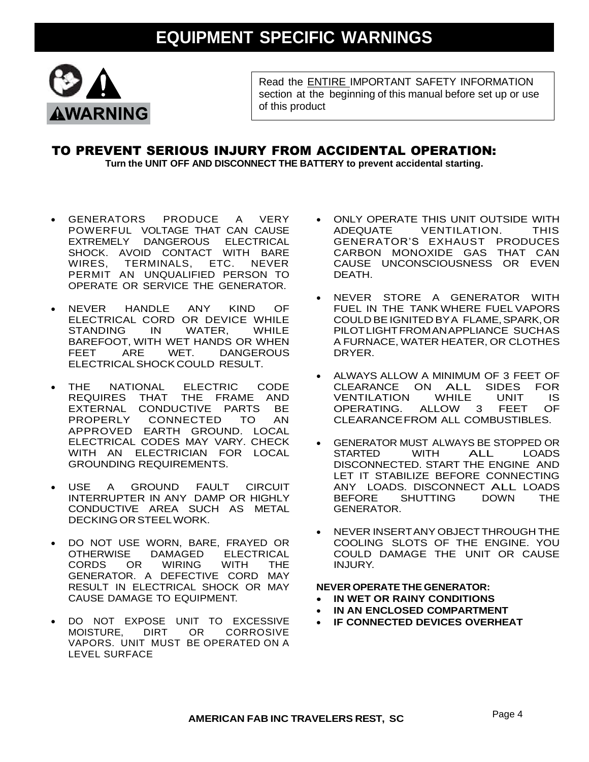# EQUIPMENT SPECIFIC WARNINGS

**WARNING**

Read the ENTIRE IMPORTANT SAFETY INFORMATION section at the beginning of this manual before set up or use of this product

## TO PREVENT SERIOUS INJURY FROM ACCIDENTAL OPERATION:

**Turn the UNIT OFF AND DISCONNECT THE BATTERY to prevent accidental starting.**

- GENERATORS PRODUCE A VERY POWERFUL VOLTAGE THAT CAN CAUSE EXTREMELY DANGEROUS ELECTRICAL SHOCK. AVOID CONTACT WITH BARE WIRES, TERMINALS, ETC. NEVER PERMIT AN UNQUALIFIED PERSON TO OPERATE OR SERVICE THE GENERATOR.
- NEVER HANDLE ANY KIND OF ELECTRICAL CORD OR DEVICE WHILE STANDING IN WATER, WHILE BAREFOOT, WITH WET HANDS OR WHEN FEET ARE WET. DANGEROUS ELECTRICAL SHOCK COULD RESULT.
- THE NATIONAL ELECTRIC CODE REQUIRES THAT THE FRAME AND EXTERNAL CONDUCTIVE PARTS BE PROPERLY CONNECTED TO AN APPROVED EARTH GROUND. LOCAL ELECTRICAL CODES MAY VARY. CHECK WITH AN ELECTRICIAN FOR LOCAL GROUNDING REQUIREMENTS.
- USE A GROUND FAULT CIRCUIT INTERRUPTER IN ANY DAMP OR HIGHLY CONDUCTIVE AREA SUCH AS METAL DECKING OR STEEL WORK.
- DO NOT USE WORN, BARE, FRAYED OR OTHERWISE DAMAGED ELECTRICAL CORDS OR WIRING WITH THE GENERATOR. A DEFECTIVE CORD MAY RESULT IN ELECTRICAL SHOCK OR MAY CAUSE DAMAGE TO EQUIPMENT.
- DO NOT EXPOSE UNIT TO EXCESSIVE MOISTURE, DIRT OR CORROSIVE VAPORS. UNIT MUST BE OPERATED ON A LEVEL SURFACE
- ONLY OPERATE THIS UNIT OUTSIDE WITH ADEQUATE VENTILATION. THIS GENERATOR'S EXHAUST PRODUCES CARBON MONOXIDE GAS THAT CAN CAUSE UNCONSCIOUSNESS OR EVEN DEATH.
- NEVER STORE A GENERATOR WITH FUEL IN THE TANK WHERE FUEL VAPORS COULD BE IGNITED BY A FLAME, SPARK, OR PILOT LIGHT FROM AN APPLIANCE SUCH AS A FURNACE, WATER HEATER, OR CLOTHES DRYER.
- ALWAYS ALLOW A MINIMUM OF 3 FEET OF CLEARANCE ON ALL SIDES FOR VENTILATION WHILE UNIT IS OPERATING. ALLOW 3 FEET OF CLEARANCE FROM ALL COMBUSTIBLES.
- GENERATOR MUST ALWAYS BE STOPPED OR STARTED WITH ALL LOADS DISCONNECTED. START THE ENGINE AND LET IT STABILIZE BEFORE CONNECTING ANY LOADS. DISCONNECT ALL LOADS BEFORE SHUTTING DOWN THE GENERATOR.
- NEVER INSERT ANY OBJECT THROUGH THE COOLING SLOTS OF THE ENGINE. YOU COULD DAMAGE THE UNIT OR CAUSE INJURY.

**NEVER OPERATE THE GENERATOR:**

- **IN WET OR RAINY CONDITIONS**
- **IN AN ENCLOSED COMPARTMENT**
- **IF CONNECTED DEVICES OVERHEAT**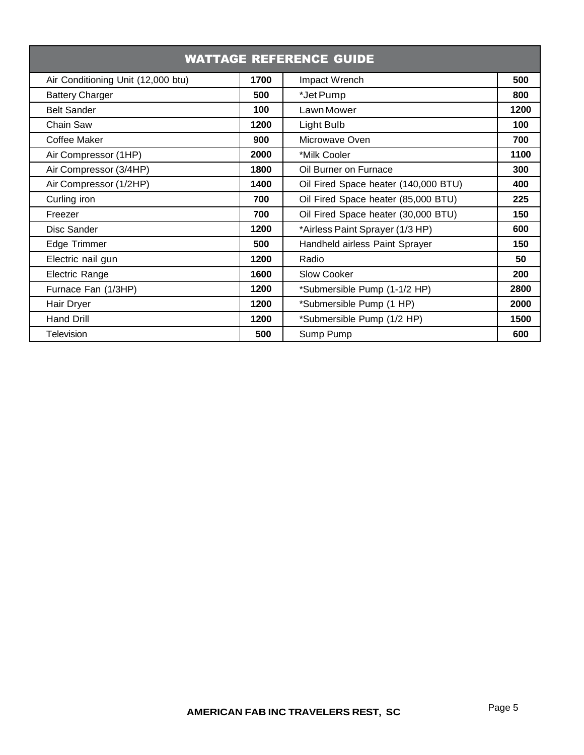## WATTAGE REFERENCE GUIDE

| | | | |
|---|---|---|---|
| Air Conditioning Unit (12,000 btu) | **1700** | Impact Wrench | **500** |
| Battery Charger | **500** | *Jet Pump | **800** |
| Belt Sander | **100** | Lawn Mower | **1200** |
| Chain Saw | **1200** | Light Bulb | **100** |
| Coffee Maker | **900** | Microwave Oven | **700** |
| Air Compressor (1HP) | **2000** | *Milk Cooler | **1100** |
| Air Compressor (3/4HP) | **1800** | Oil Burner on Furnace | **300** |
| Air Compressor (1/2HP) | **1400** | Oil Fired Space heater (140,000 BTU) | **400** |
| Curling iron | **700** | Oil Fired Space heater (85,000 BTU) | **225** |
| Freezer | **700** | Oil Fired Space heater (30,000 BTU) | **150** |
| Disc Sander | **1200** | *Airless Paint Sprayer (1/3 HP) | **600** |
| Edge Trimmer | **500** | Handheld airless Paint Sprayer | **150** |
| Electric nail gun | **1200** | Radio | **50** |
| Electric Range | **1600** | Slow Cooker | **200** |
| Furnace Fan (1/3HP) | **1200** | *Submersible Pump (1-1/2 HP) | **2800** |
| Hair Dryer | **1200** | *Submersible Pump (1 HP) | **2000** |
| Hand Drill | **1200** | *Submersible Pump (1/2 HP) | **1500** |
| Television | **500** | Sump Pump | **600** |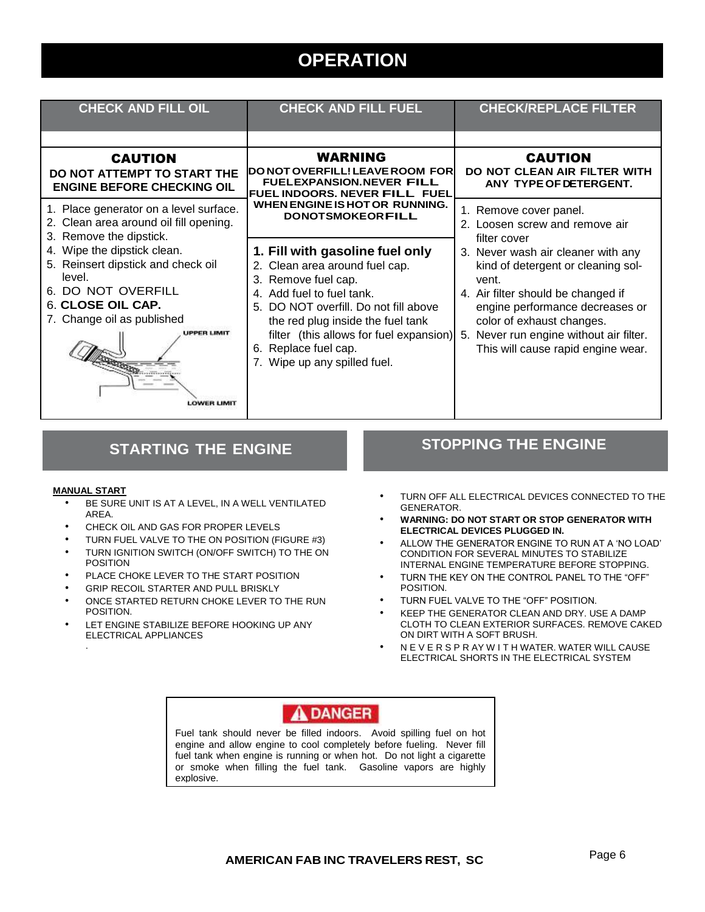# OPERATION

## CHECK AND FILL OIL

**CAUTION**

**DO NOT ATTEMPT TO START THE ENGINE BEFORE CHECKING OIL**

1. Place generator on a level surface.
2. Clean area around oil fill opening.
3. Remove the dipstick.
4. Wipe the dipstick clean.
5. Reinsert dipstick and check oil level.
6. DO NOT OVERFILL
6. **CLOSE OIL CAP.**
7. Change oil as published

UPPER LIMIT

LOWER LIMIT

## CHECK AND FILL FUEL

**WARNING**

**DO NOT OVERFILL! LEAVE ROOM FOR FUEL EXPANSION. NEVER FILL FUEL INDOORS. NEVER FILL FUEL WHEN ENGINE IS HOT OR RUNNING. DO NOT SMOKE OR FILL**

1. **Fill with gasoline fuel only**
2. Clean area around fuel cap.
3. Remove fuel cap.
4. Add fuel to fuel tank.
5. DO NOT overfill. Do not fill above the red plug inside the fuel tank filter (this allows for fuel expansion)
6. Replace fuel cap.
7. Wipe up any spilled fuel.

## CHECK/REPLACE FILTER

**CAUTION**

**DO NOT CLEAN AIR FILTER WITH ANY TYPE OF DETERGENT.**

1. Remove cover panel.
2. Loosen screw and remove air filter cover
3. Never wash air cleaner with any kind of detergent or cleaning solvent.
4. Air filter should be changed if engine performance decreases or color of exhaust changes.
5. Never run engine without air filter. This will cause rapid engine wear.

## STARTING THE ENGINE

**MANUAL START**

- BE SURE UNIT IS AT A LEVEL, IN A WELL VENTILATED AREA.
- CHECK OIL AND GAS FOR PROPER LEVELS
- TURN FUEL VALVE TO THE ON POSITION (FIGURE #3)
- TURN IGNITION SWITCH (ON/OFF SWITCH) TO THE ON POSITION
- PLACE CHOKE LEVER TO THE START POSITION
- GRIP RECOIL STARTER AND PULL BRISKLY
- ONCE STARTED RETURN CHOKE LEVER TO THE RUN POSITION.
- LET ENGINE STABILIZE BEFORE HOOKING UP ANY ELECTRICAL APPLIANCES

## STOPPING THE ENGINE

- TURN OFF ALL ELECTRICAL DEVICES CONNECTED TO THE GENERATOR.
- **WARNING: DO NOT START OR STOP GENERATOR WITH ELECTRICAL DEVICES PLUGGED IN.**
- ALLOW THE GENERATOR ENGINE TO RUN AT A 'NO LOAD' CONDITION FOR SEVERAL MINUTES TO STABILIZE INTERNAL ENGINE TEMPERATURE BEFORE STOPPING.
- TURN THE KEY ON THE CONTROL PANEL TO THE "OFF" POSITION.
- TURN FUEL VALVE TO THE "OFF" POSITION.
- KEEP THE GENERATOR CLEAN AND DRY. USE A DAMP CLOTH TO CLEAN EXTERIOR SURFACES. REMOVE CAKED ON DIRT WITH A SOFT BRUSH.
- NEVER SPRAY WITH WATER. WATER WILL CAUSE ELECTRICAL SHORTS IN THE ELECTRICAL SYSTEM

**DANGER**

Fuel tank should never be filled indoors. Avoid spilling fuel on hot engine and allow engine to cool completely before fueling. Never fill fuel tank when engine is running or when hot. Do not light a cigarette or smoke when filling the fuel tank. Gasoline vapors are highly explosive.

**AMERICAN FAB INC TRAVELERS REST, SC**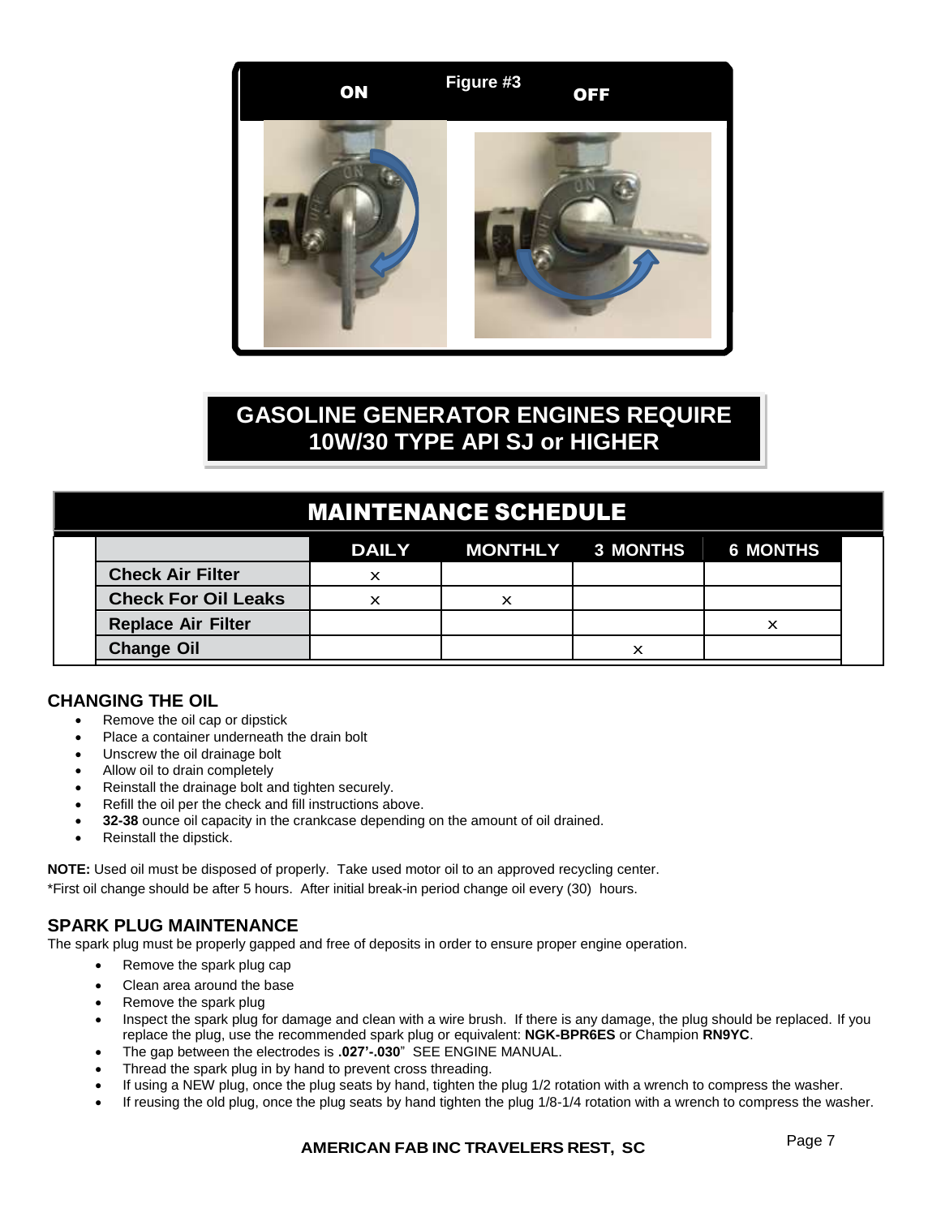Figure #3

ON

OFF

## GASOLINE GENERATOR ENGINES REQUIRE 10W/30 TYPE API SJ or HIGHER

## MAINTENANCE SCHEDULE

| | DAILY | MONTHLY | 3 MONTHS | 6 MONTHS |
|---|---|---|---|---|
| **Check Air Filter** | x | | | |
| **Check For Oil Leaks** | x | x | | |
| **Replace Air Filter** | | | | x |
| **Change Oil** | | | x | |

### CHANGING THE OIL

- Remove the oil cap or dipstick
- Place a container underneath the drain bolt
- Unscrew the oil drainage bolt
- Allow oil to drain completely
- Reinstall the drainage bolt and tighten securely.
- Refill the oil per the check and fill instructions above.
- **32-38** ounce oil capacity in the crankcase depending on the amount of oil drained.
- Reinstall the dipstick.

**NOTE:** Used oil must be disposed of properly. Take used motor oil to an approved recycling center.

*First oil change should be after 5 hours. After initial break-in period change oil every (30) hours.

### SPARK PLUG MAINTENANCE

The spark plug must be properly gapped and free of deposits in order to ensure proper engine operation.

- Remove the spark plug cap
- Clean area around the base
- Remove the spark plug
- Inspect the spark plug for damage and clean with a wire brush. If there is any damage, the plug should be replaced. If you replace the plug, use the recommended spark plug or equivalent: **NGK-BPR6ES** or Champion **RN9YC**.
- The gap between the electrodes is **.027'-.030**" SEE ENGINE MANUAL.
- Thread the spark plug in by hand to prevent cross threading.
- If using a NEW plug, once the plug seats by hand, tighten the plug 1/2 rotation with a wrench to compress the washer.
- If reusing the old plug, once the plug seats by hand tighten the plug 1/8-1/4 rotation with a wrench to compress the washer.

**AMERICAN FAB INC TRAVELERS REST, SC**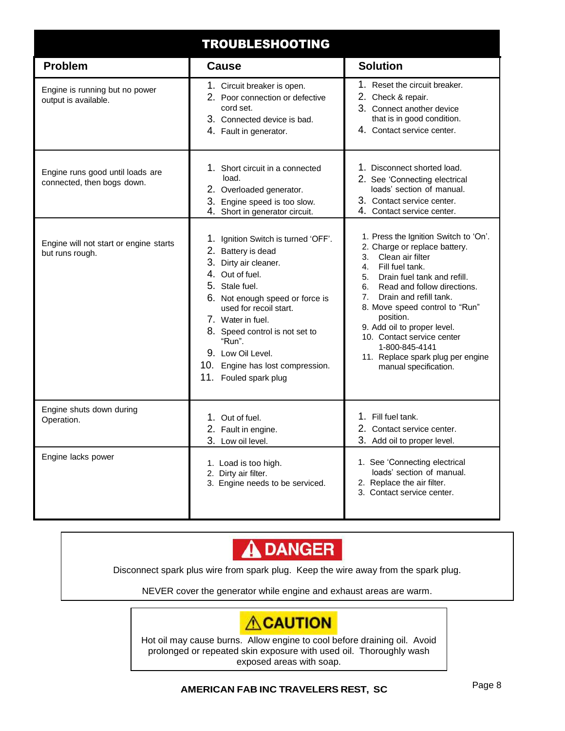## TROUBLESHOOTING

| Problem | Cause | Solution |
|---|---|---|
| Engine is running but no power output is available. | 1. Circuit breaker is open.<br>2. Poor connection or defective cord set.<br>3. Connected device is bad.<br>4. Fault in generator. | 1. Reset the circuit breaker.<br>2. Check & repair.<br>3. Connect another device that is in good condition.<br>4. Contact service center. |
| Engine runs good until loads are connected, then bogs down. | 1. Short circuit in a connected load.<br>2. Overloaded generator.<br>3. Engine speed is too slow.<br>4. Short in generator circuit. | 1. Disconnect shorted load.<br>2. See 'Connecting electrical loads' section of manual.<br>3. Contact service center.<br>4. Contact service center. |
| Engine will not start or engine starts but runs rough. | 1. Ignition Switch is turned 'OFF'.<br>2. Battery is dead<br>3. Dirty air cleaner.<br>4. Out of fuel.<br>5. Stale fuel.<br>6. Not enough speed or force is used for recoil start.<br>7. Water in fuel.<br>8. Speed control is not set to "Run".<br>9. Low Oil Level.<br>10. Engine has lost compression.<br>11. Fouled spark plug | 1. Press the Ignition Switch to 'On'.<br>2. Charge or replace battery.<br>3. Clean air filter<br>4. Fill fuel tank.<br>5. Drain fuel tank and refill.<br>6. Read and follow directions.<br>7. Drain and refill tank.<br>8. Move speed control to "Run" position.<br>9. Add oil to proper level.<br>10. Contact service center 1-800-845-4141<br>11. Replace spark plug per engine manual specification. |
| Engine shuts down during Operation. | 1. Out of fuel.<br>2. Fault in engine.<br>3. Low oil level. | 1. Fill fuel tank.<br>2. Contact service center.<br>3. Add oil to proper level. |
| Engine lacks power | 1. Load is too high.<br>2. Dirty air filter.<br>3. Engine needs to be serviced. | 1. See 'Connecting electrical loads' section of manual.<br>2. Replace the air filter.<br>3. Contact service center. |

**⚠ DANGER**

Disconnect spark plus wire from spark plug. Keep the wire away from the spark plug.

NEVER cover the generator while engine and exhaust areas are warm.

**⚠ CAUTION**

Hot oil may cause burns. Allow engine to cool before draining oil. Avoid prolonged or repeated skin exposure with used oil. Thoroughly wash exposed areas with soap.

**AMERICAN FAB INC TRAVELERS REST, SC**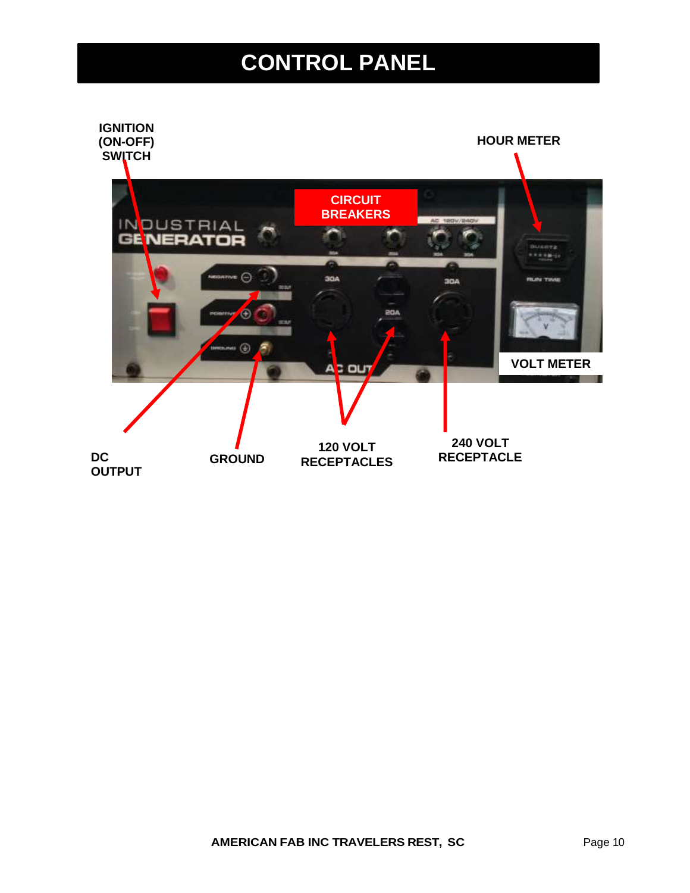# CONTROL PANEL

IGNITION (ON-OFF) SWITCH

HOUR METER

CIRCUIT BREAKERS

VOLT METER

DC OUTPUT

GROUND

120 VOLT RECEPTACLES

240 VOLT RECEPTACLE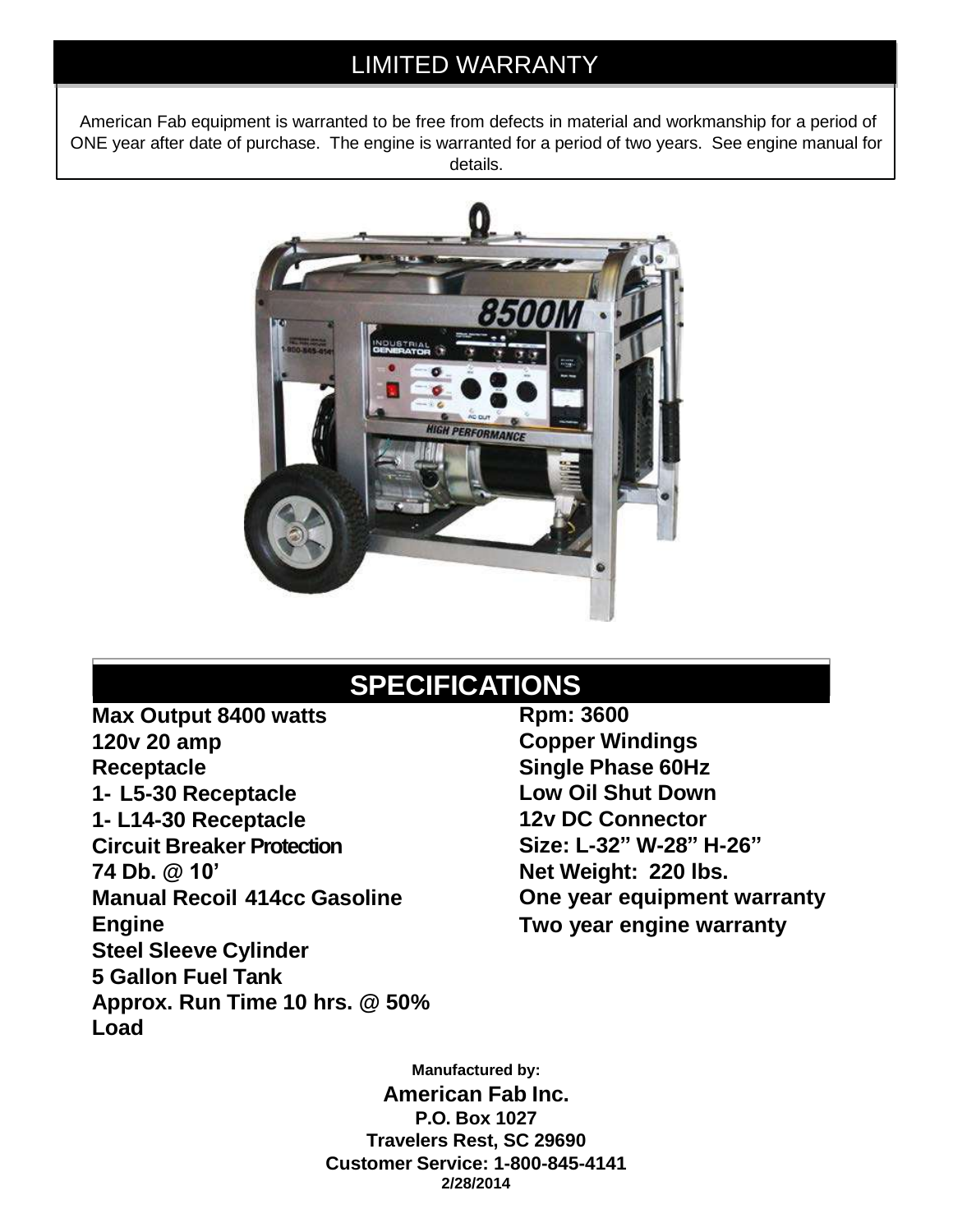## LIMITED WARRANTY

American Fab equipment is warranted to be free from defects in material and workmanship for a period of ONE year after date of purchase. The engine is warranted for a period of two years. See engine manual for details.

## SPECIFICATIONS

**Max Output 8400 watts**
**120v 20 amp Receptacle**
**1- L5-30 Receptacle**
**1- L14-30 Receptacle**
**Circuit Breaker Protection**
**74 Db. @ 10'**
**Manual Recoil 414cc Gasoline Engine**
**Steel Sleeve Cylinder**
**5 Gallon Fuel Tank**
**Approx. Run Time 10 hrs. @ 50% Load**

**Rpm: 3600**
**Copper Windings**
**Single Phase 60Hz**
**Low Oil Shut Down**
**12v DC Connector**
**Size: L-32" W-28" H-26"**
**Net Weight: 220 lbs.**
**One year equipment warranty**
**Two year engine warranty**

**Manufactured by:**
**American Fab Inc.**
**P.O. Box 1027**
**Travelers Rest, SC 29690**
**Customer Service: 1-800-845-4141**
**2/28/2014**